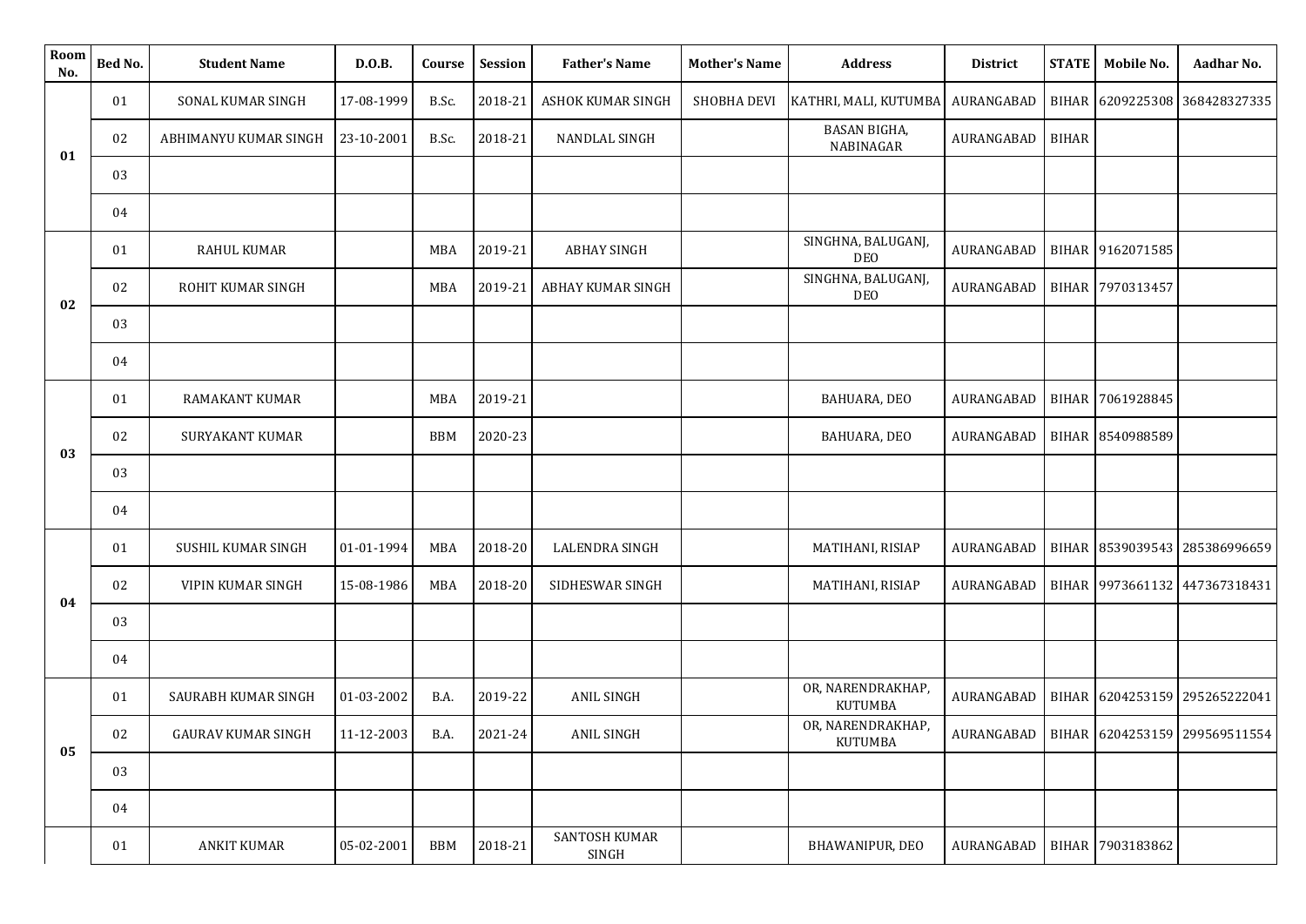| Room No. | Bed No. | Student Name | D.O.B. | Course | Session | Father's Name | Mother's Name | Address | District | STATE | Mobile No. | Aadhar No. |
|---|---|---|---|---|---|---|---|---|---|---|---|---|
| 01 | 01 | SONAL KUMAR SINGH | 17-08-1999 | B.Sc. | 2018-21 | ASHOK KUMAR SINGH | SHOBHA DEVI | KATHRI, MALI, KUTUMBA | AURANGABAD | BIHAR | 6209225308 | 368428327335 |
| | 02 | ABHIMANYU KUMAR SINGH | 23-10-2001 | B.Sc. | 2018-21 | NANDLAL SINGH | | BASAN BIGHA, NABINAGAR | AURANGABAD | BIHAR | | |
| | 03 | | | | | | | | | | | |
| | 04 | | | | | | | | | | | |
| 02 | 01 | RAHUL KUMAR | | MBA | 2019-21 | ABHAY SINGH | | SINGHNA, BALUGANJ, DEO | AURANGABAD | BIHAR | 9162071585 | |
| | 02 | ROHIT KUMAR SINGH | | MBA | 2019-21 | ABHAY KUMAR SINGH | | SINGHNA, BALUGANJ, DEO | AURANGABAD | BIHAR | 7970313457 | |
| | 03 | | | | | | | | | | | |
| | 04 | | | | | | | | | | | |
| 03 | 01 | RAMAKANT KUMAR | | MBA | 2019-21 | | | BAHUARA, DEO | AURANGABAD | BIHAR | 7061928845 | |
| | 02 | SURYAKANT KUMAR | | BBM | 2020-23 | | | BAHUARA, DEO | AURANGABAD | BIHAR | 8540988589 | |
| | 03 | | | | | | | | | | | |
| | 04 | | | | | | | | | | | |
| 04 | 01 | SUSHIL KUMAR SINGH | 01-01-1994 | MBA | 2018-20 | LALENDRA SINGH | | MATIHANI, RISIAP | AURANGABAD | BIHAR | 8539039543 | 285386996659 |
| | 02 | VIPIN KUMAR SINGH | 15-08-1986 | MBA | 2018-20 | SIDHESWAR SINGH | | MATIHANI, RISIAP | AURANGABAD | BIHAR | 9973661132 | 447367318431 |
| | 03 | | | | | | | | | | | |
| | 04 | | | | | | | | | | | |
| 05 | 01 | SAURABH KUMAR SINGH | 01-03-2002 | B.A. | 2019-22 | ANIL SINGH | | OR, NARENDRAKHAP, KUTUMBA | AURANGABAD | BIHAR | 6204253159 | 295265222041 |
| | 02 | GAURAV KUMAR SINGH | 11-12-2003 | B.A. | 2021-24 | ANIL SINGH | | OR, NARENDRAKHAP, KUTUMBA | AURANGABAD | BIHAR | 6204253159 | 299569511554 |
| | 03 | | | | | | | | | | | |
| | 04 | | | | | | | | | | | |
| | 01 | ANKIT KUMAR | 05-02-2001 | BBM | 2018-21 | SANTOSH KUMAR SINGH | | BHAWANIPUR, DEO | AURANGABAD | BIHAR | 7903183862 | |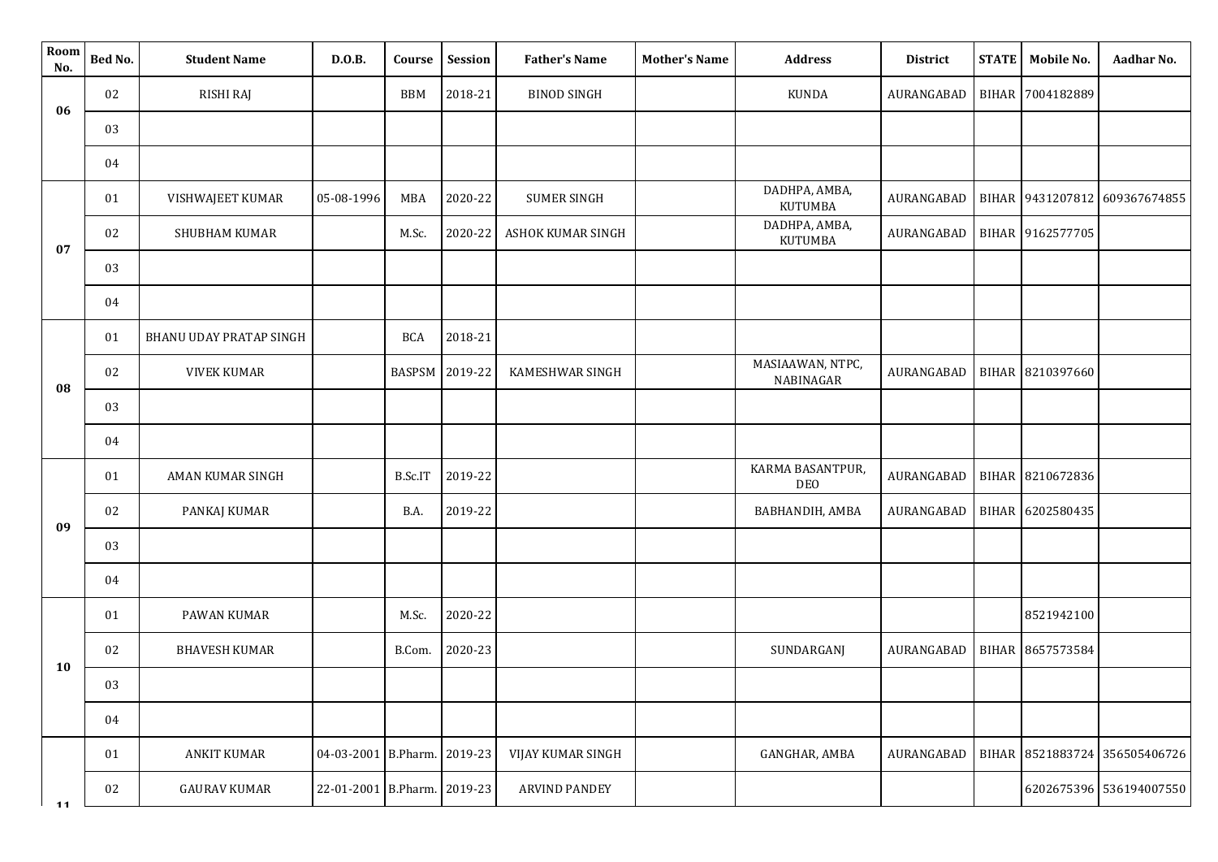| Room No. | Bed No. | Student Name | D.O.B. | Course | Session | Father's Name | Mother's Name | Address | District | STATE | Mobile No. | Aadhar No. |
|---|---|---|---|---|---|---|---|---|---|---|---|---|
| 06 | 02 | RISHI RAJ | | BBM | 2018-21 | BINOD SINGH | | KUNDA | AURANGABAD | BIHAR | 7004182889 | |
| | 03 | | | | | | | | | | | |
| | 04 | | | | | | | | | | | |
| 07 | 01 | VISHWAJEET KUMAR | 05-08-1996 | MBA | 2020-22 | SUMER SINGH | | DADHPA, AMBA, KUTUMBA | AURANGABAD | BIHAR | 9431207812 | 609367674855 |
| | 02 | SHUBHAM KUMAR | | M.Sc. | 2020-22 | ASHOK KUMAR SINGH | | DADHPA, AMBA, KUTUMBA | AURANGABAD | BIHAR | 9162577705 | |
| | 03 | | | | | | | | | | | |
| | 04 | | | | | | | | | | | |
| 08 | 01 | BHANU UDAY PRATAP SINGH | | BCA | 2018-21 | | | | | | | |
| | 02 | VIVEK KUMAR | | BASPSM | 2019-22 | KAMESHWAR SINGH | | MASIAAWAN, NTPC, NABINAGAR | AURANGABAD | BIHAR | 8210397660 | |
| | 03 | | | | | | | | | | | |
| | 04 | | | | | | | | | | | |
| 09 | 01 | AMAN KUMAR SINGH | | B.Sc.IT | 2019-22 | | | KARMA BASANTPUR, DEO | AURANGABAD | BIHAR | 8210672836 | |
| | 02 | PANKAJ KUMAR | | B.A. | 2019-22 | | | BABHANDIH, AMBA | AURANGABAD | BIHAR | 6202580435 | |
| | 03 | | | | | | | | | | | |
| | 04 | | | | | | | | | | | |
| 10 | 01 | PAWAN KUMAR | | M.Sc. | 2020-22 | | | | | | 8521942100 | |
| | 02 | BHAVESH KUMAR | | B.Com. | 2020-23 | | | SUNDARGANJ | AURANGABAD | BIHAR | 8657573584 | |
| | 03 | | | | | | | | | | | |
| | 04 | | | | | | | | | | | |
| 11 | 01 | ANKIT KUMAR | 04-03-2001 | B.Pharm. | 2019-23 | VIJAY KUMAR SINGH | | GANGHAR, AMBA | AURANGABAD | BIHAR | 8521883724 | 356505406726 |
| | 02 | GAURAV KUMAR | 22-01-2001 | B.Pharm. | 2019-23 | ARVIND PANDEY | | | | | 6202675396 | 536194007550 |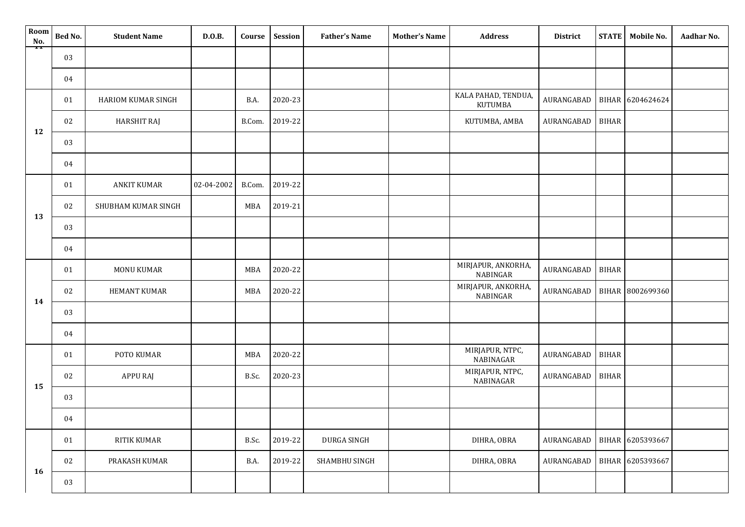| Room No. | Bed No. | Student Name | D.O.B. | Course | Session | Father's Name | Mother's Name | Address | District | STATE | Mobile No. | Aadhar No. |
|---|---|---|---|---|---|---|---|---|---|---|---|---|
| 11 | 03 | | | | | | | | | | | |
| | 04 | | | | | | | | | | | |
| 12 | 01 | HARIOM KUMAR SINGH | | B.A. | 2020-23 | | | KALA PAHAD, TENDUA, KUTUMBA | AURANGABAD | BIHAR | 6204624624 | |
| | 02 | HARSHIT RAJ | | B.Com. | 2019-22 | | | KUTUMBA, AMBA | AURANGABAD | BIHAR | | |
| | 03 | | | | | | | | | | | |
| | 04 | | | | | | | | | | | |
| 13 | 01 | ANKIT KUMAR | 02-04-2002 | B.Com. | 2019-22 | | | | | | | |
| | 02 | SHUBHAM KUMAR SINGH | | MBA | 2019-21 | | | | | | | |
| | 03 | | | | | | | | | | | |
| | 04 | | | | | | | | | | | |
| 14 | 01 | MONU KUMAR | | MBA | 2020-22 | | | MIRJAPUR, ANKORHA, NABINGAR | AURANGABAD | BIHAR | | |
| | 02 | HEMANT KUMAR | | MBA | 2020-22 | | | MIRJAPUR, ANKORHA, NABINGAR | AURANGABAD | BIHAR | 8002699360 | |
| | 03 | | | | | | | | | | | |
| | 04 | | | | | | | | | | | |
| 15 | 01 | POTO KUMAR | | MBA | 2020-22 | | | MIRJAPUR, NTPC, NABINAGAR | AURANGABAD | BIHAR | | |
| | 02 | APPU RAJ | | B.Sc. | 2020-23 | | | MIRJAPUR, NTPC, NABINAGAR | AURANGABAD | BIHAR | | |
| | 03 | | | | | | | | | | | |
| | 04 | | | | | | | | | | | |
| 16 | 01 | RITIK KUMAR | | B.Sc. | 2019-22 | DURGA SINGH | | DIHRA, OBRA | AURANGABAD | BIHAR | 6205393667 | |
| | 02 | PRAKASH KUMAR | | B.A. | 2019-22 | SHAMBHU SINGH | | DIHRA, OBRA | AURANGABAD | BIHAR | 6205393667 | |
| | 03 | | | | | | | | | | | |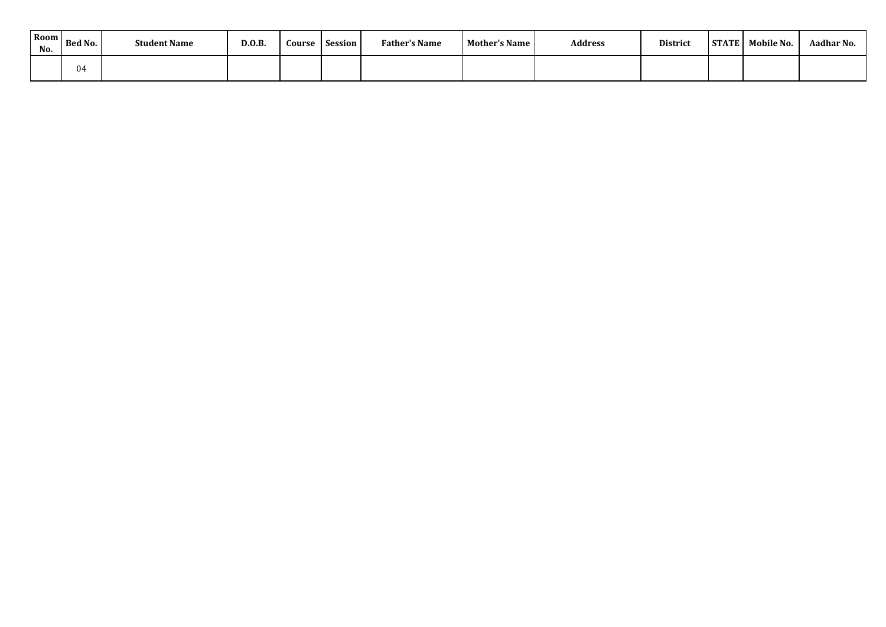| Room No. | Bed No. | Student Name | D.O.B. | Course | Session | Father's Name | Mother's Name | Address | District | STATE | Mobile No. | Aadhar No. |
|---|---|---|---|---|---|---|---|---|---|---|---|---|
| | 04 | | | | | | | | | | | |